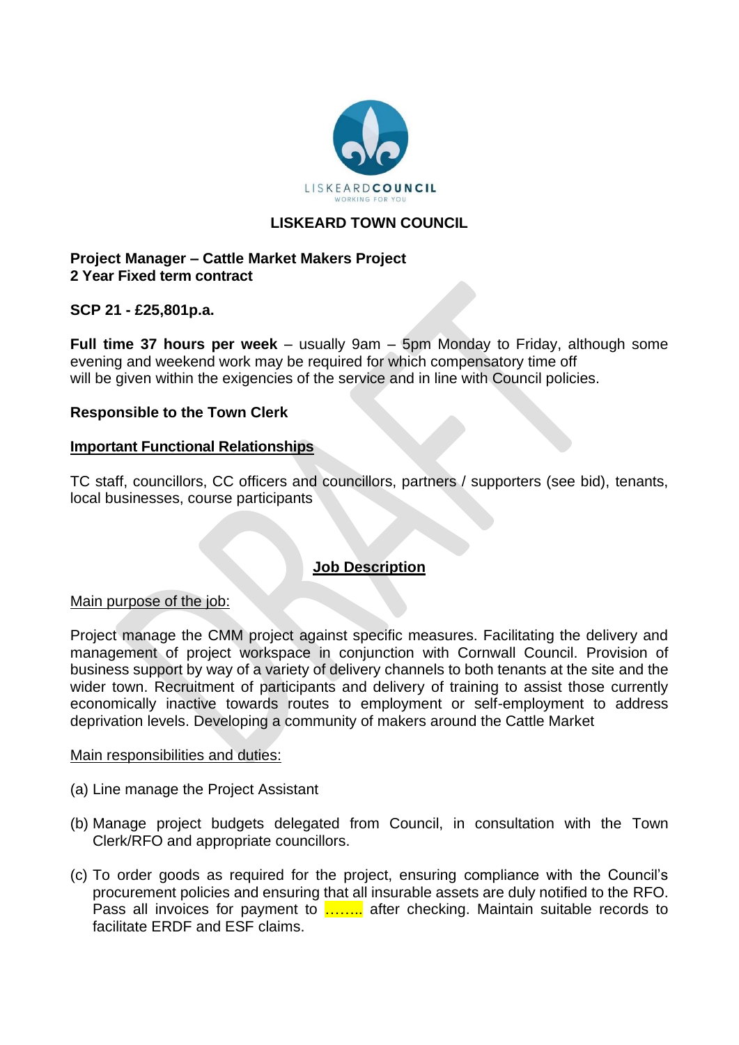# LISKEARD TOWN COUNCIL

**Project Manager – Cattle Market Makers Project**
**2 Year Fixed term contract**

**SCP 21 - £25,801p.a.**

**Full time 37 hours per week** – usually 9am – 5pm Monday to Friday, although some evening and weekend work may be required for which compensatory time off will be given within the exigencies of the service and in line with Council policies.

**Responsible to the Town Clerk**

**Important Functional Relationships**

TC staff, councillors, CC officers and councillors, partners / supporters (see bid), tenants, local businesses, course participants

## Job Description

Main purpose of the job:

Project manage the CMM project against specific measures. Facilitating the delivery and management of project workspace in conjunction with Cornwall Council. Provision of business support by way of a variety of delivery channels to both tenants at the site and the wider town. Recruitment of participants and delivery of training to assist those currently economically inactive towards routes to employment or self-employment to address deprivation levels. Developing a community of makers around the Cattle Market

Main responsibilities and duties:

(a) Line manage the Project Assistant

(b) Manage project budgets delegated from Council, in consultation with the Town Clerk/RFO and appropriate councillors.

(c) To order goods as required for the project, ensuring compliance with the Council's procurement policies and ensuring that all insurable assets are duly notified to the RFO. Pass all invoices for payment to …….. after checking. Maintain suitable records to facilitate ERDF and ESF claims.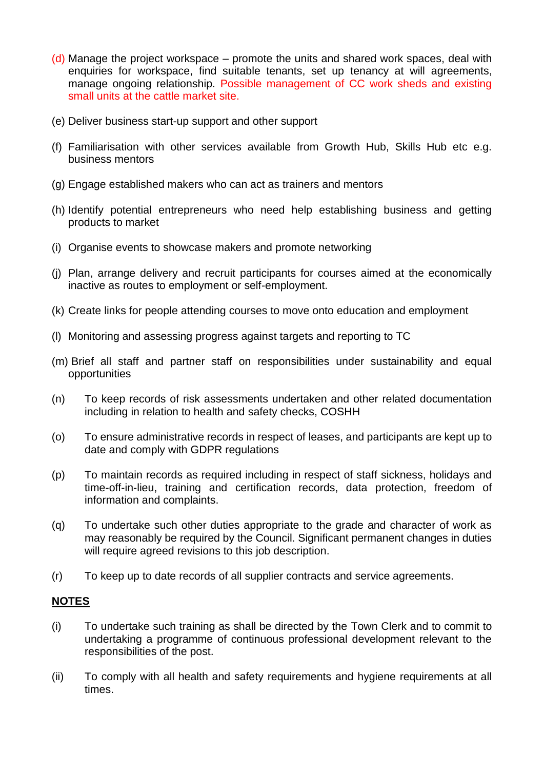(d) Manage the project workspace – promote the units and shared work spaces, deal with enquiries for workspace, find suitable tenants, set up tenancy at will agreements, manage ongoing relationship. Possible management of CC work sheds and existing small units at the cattle market site.

(e) Deliver business start-up support and other support

(f) Familiarisation with other services available from Growth Hub, Skills Hub etc e.g. business mentors

(g) Engage established makers who can act as trainers and mentors

(h) Identify potential entrepreneurs who need help establishing business and getting products to market

(i) Organise events to showcase makers and promote networking

(j) Plan, arrange delivery and recruit participants for courses aimed at the economically inactive as routes to employment or self-employment.

(k) Create links for people attending courses to move onto education and employment

(l) Monitoring and assessing progress against targets and reporting to TC

(m) Brief all staff and partner staff on responsibilities under sustainability and equal opportunities

(n) To keep records of risk assessments undertaken and other related documentation including in relation to health and safety checks, COSHH

(o) To ensure administrative records in respect of leases, and participants are kept up to date and comply with GDPR regulations

(p) To maintain records as required including in respect of staff sickness, holidays and time-off-in-lieu, training and certification records, data protection, freedom of information and complaints.

(q) To undertake such other duties appropriate to the grade and character of work as may reasonably be required by the Council. Significant permanent changes in duties will require agreed revisions to this job description.

(r) To keep up to date records of all supplier contracts and service agreements.

**NOTES**

(i) To undertake such training as shall be directed by the Town Clerk and to commit to undertaking a programme of continuous professional development relevant to the responsibilities of the post.

(ii) To comply with all health and safety requirements and hygiene requirements at all times.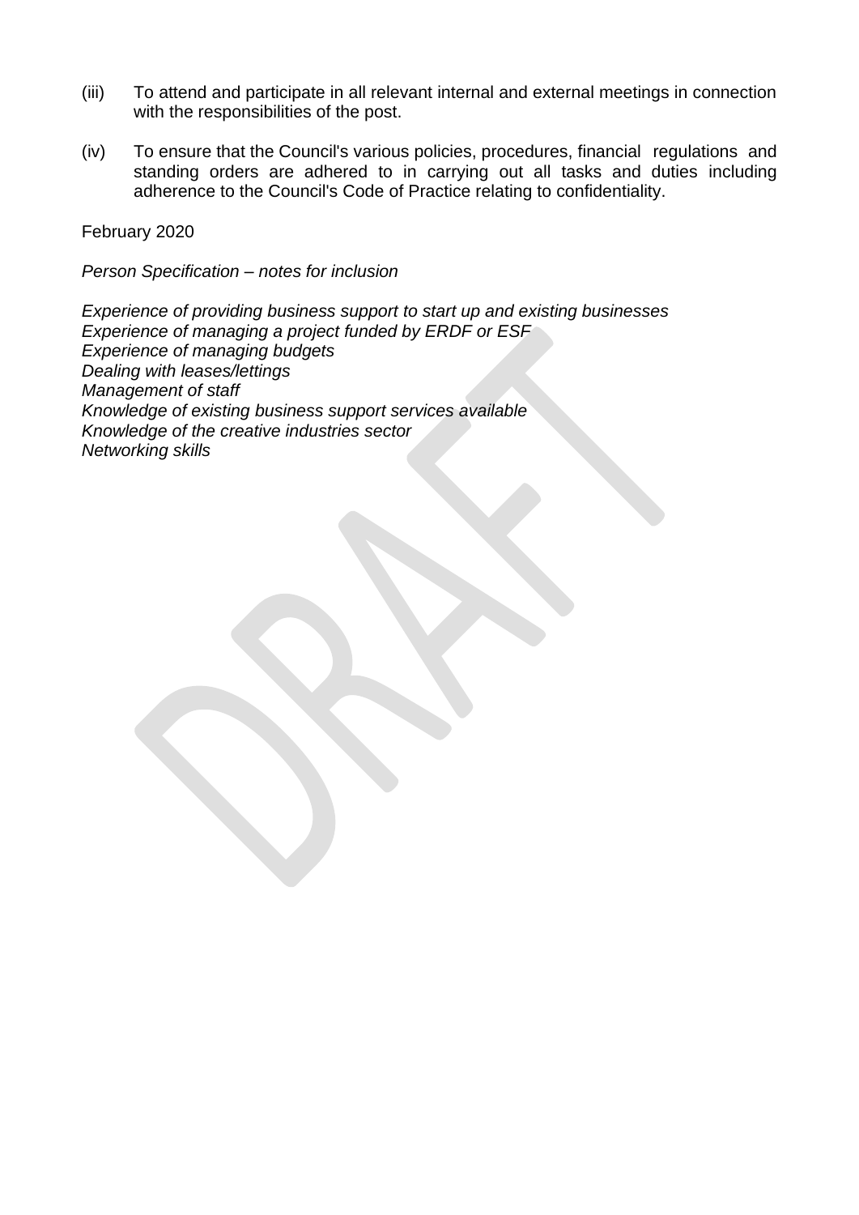(iii) To attend and participate in all relevant internal and external meetings in connection with the responsibilities of the post.

(iv) To ensure that the Council's various policies, procedures, financial regulations and standing orders are adhered to in carrying out all tasks and duties including adherence to the Council's Code of Practice relating to confidentiality.

February 2020

*Person Specification – notes for inclusion*

*Experience of providing business support to start up and existing businesses*
*Experience of managing a project funded by ERDF or ESF*
*Experience of managing budgets*
*Dealing with leases/lettings*
*Management of staff*
*Knowledge of existing business support services available*
*Knowledge of the creative industries sector*
*Networking skills*